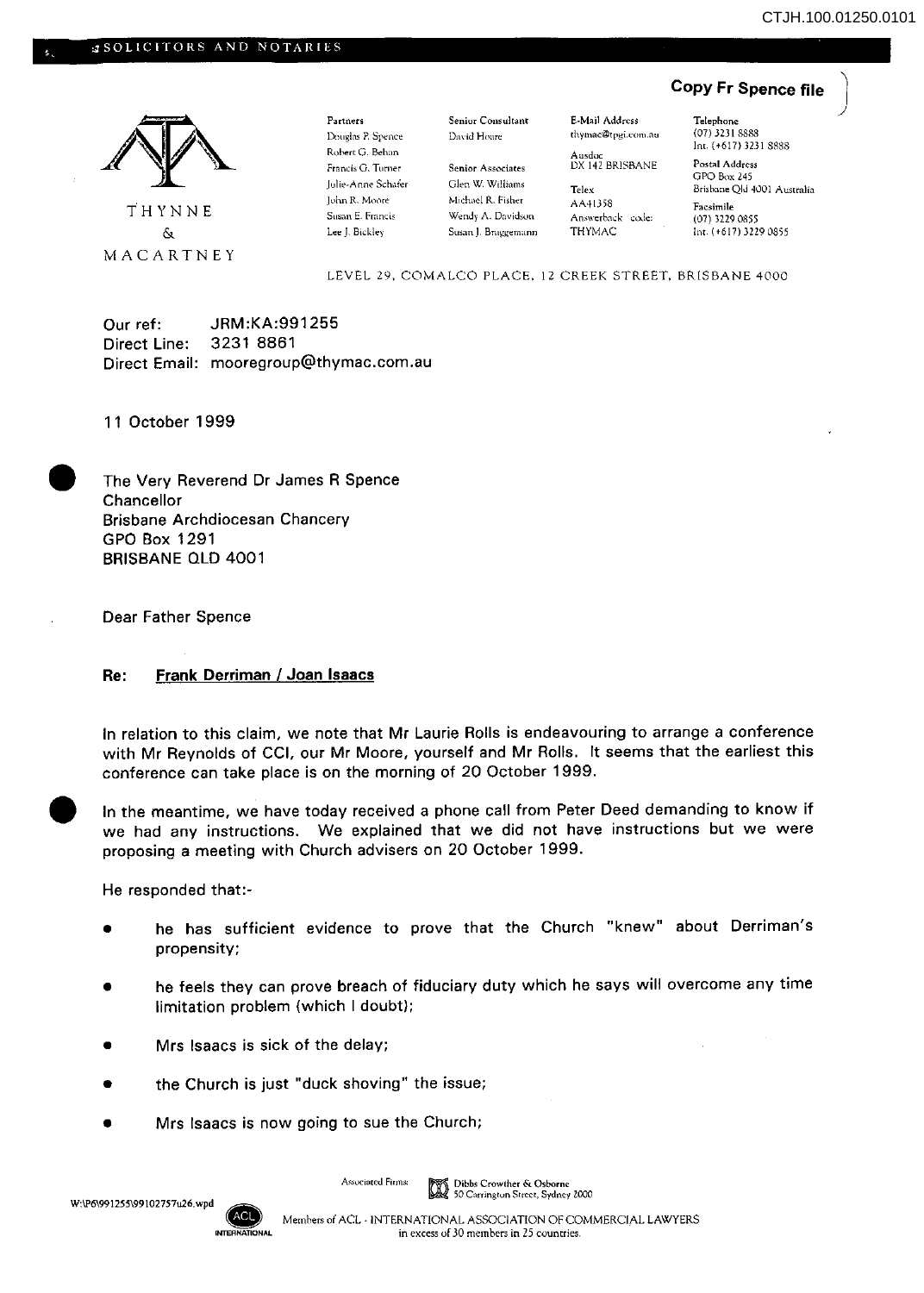SOLICITORS AND NOTARIES

**Copy Fr Spence file**

THYNNE & MACARTNEY

**Partners**
Douglas P. Spence
Robert G. Behan
Francis G. Turner
Julie-Anne Schafer
John R. Moore
Susan E. Francis
Lee J. Bickley

**Senior Consultant**
David Hoare

**Senior Associates**
Glen W. Williams
Michael R. Fisher
Wendy A. Davidson
Susan J. Bruggemann

**E-Mail Address**
thymac@tpgi.com.au

**Ausdoc**
DX 142 BRISBANE

**Telex**
AA41358
Answerback code: THYMAC

**Telephone**
(07) 3231 8888
Int. (+617) 3231 8888

**Postal Address**
GPO Box 245
Brisbane Qld 4001 Australia

**Facsimile**
(07) 3229 0855
Int. (+617) 3229 0855

LEVEL 29, COMALCO PLACE, 12 CREEK STREET, BRISBANE 4000

Our ref: JRM:KA:991255
Direct Line: 3231 8861
Direct Email: mooregroup@thymac.com.au

11 October 1999

The Very Reverend Dr James R Spence
Chancellor
Brisbane Archdiocesan Chancery
GPO Box 1291
BRISBANE QLD 4001

Dear Father Spence

**Re: <u>Frank Derriman / Joan Isaacs</u>**

In relation to this claim, we note that Mr Laurie Rolls is endeavouring to arrange a conference with Mr Reynolds of CCI, our Mr Moore, yourself and Mr Rolls. It seems that the earliest this conference can take place is on the morning of 20 October 1999.

In the meantime, we have today received a phone call from Peter Deed demanding to know if we had any instructions. We explained that we did not have instructions but we were proposing a meeting with Church advisers on 20 October 1999.

He responded that:-

- he has sufficient evidence to prove that the Church "knew" about Derriman's propensity;
- he feels they can prove breach of fiduciary duty which he says will overcome any time limitation problem (which I doubt);
- Mrs Isaacs is sick of the delay;
- the Church is just "duck shoving" the issue;
- Mrs Isaacs is now going to sue the Church;

W:\P6\991255\99102757u26.wpd

Associated Firms: Dibbs Crowther & Osborne, 50 Carrington Street, Sydney 2000

Members of ACL - INTERNATIONAL ASSOCIATION OF COMMERCIAL LAWYERS in excess of 30 members in 25 countries.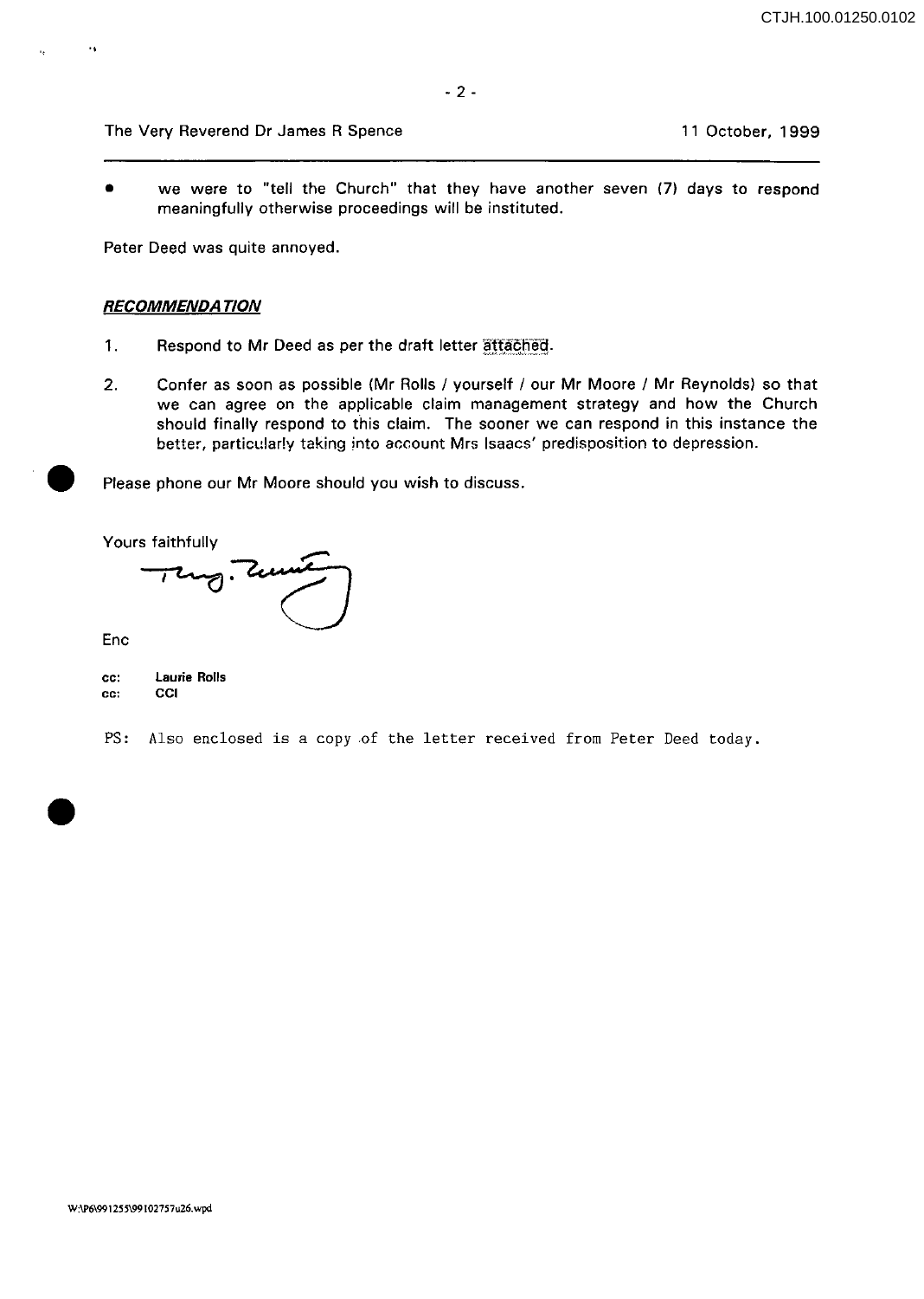The Very Reverend Dr James R Spence 11 October, 1999

- we were to "tell the Church" that they have another seven (7) days to respond meaningfully otherwise proceedings will be instituted.

Peter Deed was quite annoyed.

***RECOMMENDATION***

1. Respond to Mr Deed as per the draft letter attached.
2. Confer as soon as possible (Mr Rolls / yourself / our Mr Moore / Mr Reynolds) so that we can agree on the applicable claim management strategy and how the Church should finally respond to this claim. The sooner we can respond in this instance the better, particularly taking into account Mrs Isaacs' predisposition to depression.

Please phone our Mr Moore should you wish to discuss.

Yours faithfully

Enc

cc: **Laurie Rolls**
cc: **CCI**

PS: Also enclosed is a copy of the letter received from Peter Deed today.

W:\P6\991255\99102757u26.wpd